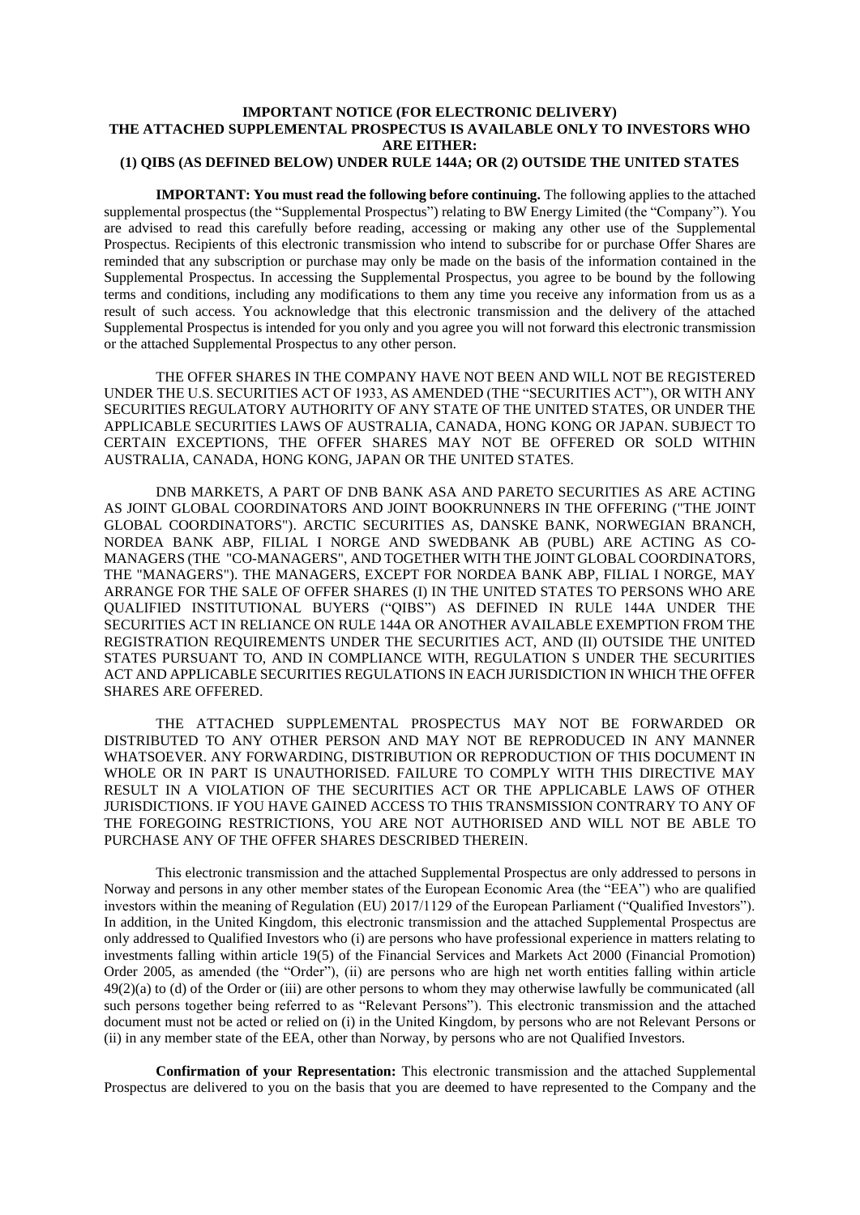**IMPORTANT NOTICE (FOR ELECTRONIC DELIVERY)**
**THE ATTACHED SUPPLEMENTAL PROSPECTUS IS AVAILABLE ONLY TO INVESTORS WHO ARE EITHER:**
**(1) QIBS (AS DEFINED BELOW) UNDER RULE 144A; OR (2) OUTSIDE THE UNITED STATES**

**IMPORTANT: You must read the following before continuing.** The following applies to the attached supplemental prospectus (the "Supplemental Prospectus") relating to BW Energy Limited (the "Company"). You are advised to read this carefully before reading, accessing or making any other use of the Supplemental Prospectus. Recipients of this electronic transmission who intend to subscribe for or purchase Offer Shares are reminded that any subscription or purchase may only be made on the basis of the information contained in the Supplemental Prospectus. In accessing the Supplemental Prospectus, you agree to be bound by the following terms and conditions, including any modifications to them any time you receive any information from us as a result of such access. You acknowledge that this electronic transmission and the delivery of the attached Supplemental Prospectus is intended for you only and you agree you will not forward this electronic transmission or the attached Supplemental Prospectus to any other person.

THE OFFER SHARES IN THE COMPANY HAVE NOT BEEN AND WILL NOT BE REGISTERED UNDER THE U.S. SECURITIES ACT OF 1933, AS AMENDED (THE "SECURITIES ACT"), OR WITH ANY SECURITIES REGULATORY AUTHORITY OF ANY STATE OF THE UNITED STATES, OR UNDER THE APPLICABLE SECURITIES LAWS OF AUSTRALIA, CANADA, HONG KONG OR JAPAN. SUBJECT TO CERTAIN EXCEPTIONS, THE OFFER SHARES MAY NOT BE OFFERED OR SOLD WITHIN AUSTRALIA, CANADA, HONG KONG, JAPAN OR THE UNITED STATES.

DNB MARKETS, A PART OF DNB BANK ASA AND PARETO SECURITIES AS ARE ACTING AS JOINT GLOBAL COORDINATORS AND JOINT BOOKRUNNERS IN THE OFFERING ("THE JOINT GLOBAL COORDINATORS"). ARCTIC SECURITIES AS, DANSKE BANK, NORWEGIAN BRANCH, NORDEA BANK ABP, FILIAL I NORGE AND SWEDBANK AB (PUBL) ARE ACTING AS CO-MANAGERS (THE "CO-MANAGERS", AND TOGETHER WITH THE JOINT GLOBAL COORDINATORS, THE "MANAGERS"). THE MANAGERS, EXCEPT FOR NORDEA BANK ABP, FILIAL I NORGE, MAY ARRANGE FOR THE SALE OF OFFER SHARES (I) IN THE UNITED STATES TO PERSONS WHO ARE QUALIFIED INSTITUTIONAL BUYERS ("QIBS") AS DEFINED IN RULE 144A UNDER THE SECURITIES ACT IN RELIANCE ON RULE 144A OR ANOTHER AVAILABLE EXEMPTION FROM THE REGISTRATION REQUIREMENTS UNDER THE SECURITIES ACT, AND (II) OUTSIDE THE UNITED STATES PURSUANT TO, AND IN COMPLIANCE WITH, REGULATION S UNDER THE SECURITIES ACT AND APPLICABLE SECURITIES REGULATIONS IN EACH JURISDICTION IN WHICH THE OFFER SHARES ARE OFFERED.

THE ATTACHED SUPPLEMENTAL PROSPECTUS MAY NOT BE FORWARDED OR DISTRIBUTED TO ANY OTHER PERSON AND MAY NOT BE REPRODUCED IN ANY MANNER WHATSOEVER. ANY FORWARDING, DISTRIBUTION OR REPRODUCTION OF THIS DOCUMENT IN WHOLE OR IN PART IS UNAUTHORISED. FAILURE TO COMPLY WITH THIS DIRECTIVE MAY RESULT IN A VIOLATION OF THE SECURITIES ACT OR THE APPLICABLE LAWS OF OTHER JURISDICTIONS. IF YOU HAVE GAINED ACCESS TO THIS TRANSMISSION CONTRARY TO ANY OF THE FOREGOING RESTRICTIONS, YOU ARE NOT AUTHORISED AND WILL NOT BE ABLE TO PURCHASE ANY OF THE OFFER SHARES DESCRIBED THEREIN.

This electronic transmission and the attached Supplemental Prospectus are only addressed to persons in Norway and persons in any other member states of the European Economic Area (the "EEA") who are qualified investors within the meaning of Regulation (EU) 2017/1129 of the European Parliament ("Qualified Investors"). In addition, in the United Kingdom, this electronic transmission and the attached Supplemental Prospectus are only addressed to Qualified Investors who (i) are persons who have professional experience in matters relating to investments falling within article 19(5) of the Financial Services and Markets Act 2000 (Financial Promotion) Order 2005, as amended (the "Order"), (ii) are persons who are high net worth entities falling within article 49(2)(a) to (d) of the Order or (iii) are other persons to whom they may otherwise lawfully be communicated (all such persons together being referred to as "Relevant Persons"). This electronic transmission and the attached document must not be acted or relied on (i) in the United Kingdom, by persons who are not Relevant Persons or (ii) in any member state of the EEA, other than Norway, by persons who are not Qualified Investors.

**Confirmation of your Representation:** This electronic transmission and the attached Supplemental Prospectus are delivered to you on the basis that you are deemed to have represented to the Company and the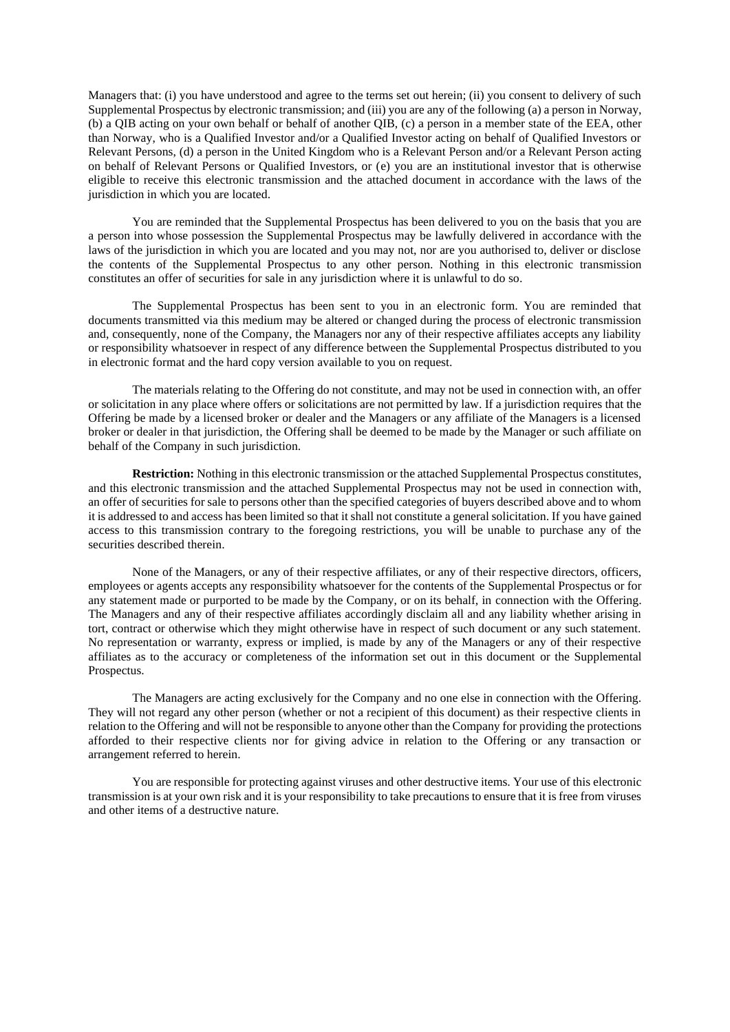Managers that: (i) you have understood and agree to the terms set out herein; (ii) you consent to delivery of such Supplemental Prospectus by electronic transmission; and (iii) you are any of the following (a) a person in Norway, (b) a QIB acting on your own behalf or behalf of another QIB, (c) a person in a member state of the EEA, other than Norway, who is a Qualified Investor and/or a Qualified Investor acting on behalf of Qualified Investors or Relevant Persons, (d) a person in the United Kingdom who is a Relevant Person and/or a Relevant Person acting on behalf of Relevant Persons or Qualified Investors, or (e) you are an institutional investor that is otherwise eligible to receive this electronic transmission and the attached document in accordance with the laws of the jurisdiction in which you are located.

You are reminded that the Supplemental Prospectus has been delivered to you on the basis that you are a person into whose possession the Supplemental Prospectus may be lawfully delivered in accordance with the laws of the jurisdiction in which you are located and you may not, nor are you authorised to, deliver or disclose the contents of the Supplemental Prospectus to any other person. Nothing in this electronic transmission constitutes an offer of securities for sale in any jurisdiction where it is unlawful to do so.

The Supplemental Prospectus has been sent to you in an electronic form. You are reminded that documents transmitted via this medium may be altered or changed during the process of electronic transmission and, consequently, none of the Company, the Managers nor any of their respective affiliates accepts any liability or responsibility whatsoever in respect of any difference between the Supplemental Prospectus distributed to you in electronic format and the hard copy version available to you on request.

The materials relating to the Offering do not constitute, and may not be used in connection with, an offer or solicitation in any place where offers or solicitations are not permitted by law. If a jurisdiction requires that the Offering be made by a licensed broker or dealer and the Managers or any affiliate of the Managers is a licensed broker or dealer in that jurisdiction, the Offering shall be deemed to be made by the Manager or such affiliate on behalf of the Company in such jurisdiction.

**Restriction:** Nothing in this electronic transmission or the attached Supplemental Prospectus constitutes, and this electronic transmission and the attached Supplemental Prospectus may not be used in connection with, an offer of securities for sale to persons other than the specified categories of buyers described above and to whom it is addressed to and access has been limited so that it shall not constitute a general solicitation. If you have gained access to this transmission contrary to the foregoing restrictions, you will be unable to purchase any of the securities described therein.

None of the Managers, or any of their respective affiliates, or any of their respective directors, officers, employees or agents accepts any responsibility whatsoever for the contents of the Supplemental Prospectus or for any statement made or purported to be made by the Company, or on its behalf, in connection with the Offering. The Managers and any of their respective affiliates accordingly disclaim all and any liability whether arising in tort, contract or otherwise which they might otherwise have in respect of such document or any such statement. No representation or warranty, express or implied, is made by any of the Managers or any of their respective affiliates as to the accuracy or completeness of the information set out in this document or the Supplemental Prospectus.

The Managers are acting exclusively for the Company and no one else in connection with the Offering. They will not regard any other person (whether or not a recipient of this document) as their respective clients in relation to the Offering and will not be responsible to anyone other than the Company for providing the protections afforded to their respective clients nor for giving advice in relation to the Offering or any transaction or arrangement referred to herein.

You are responsible for protecting against viruses and other destructive items. Your use of this electronic transmission is at your own risk and it is your responsibility to take precautions to ensure that it is free from viruses and other items of a destructive nature.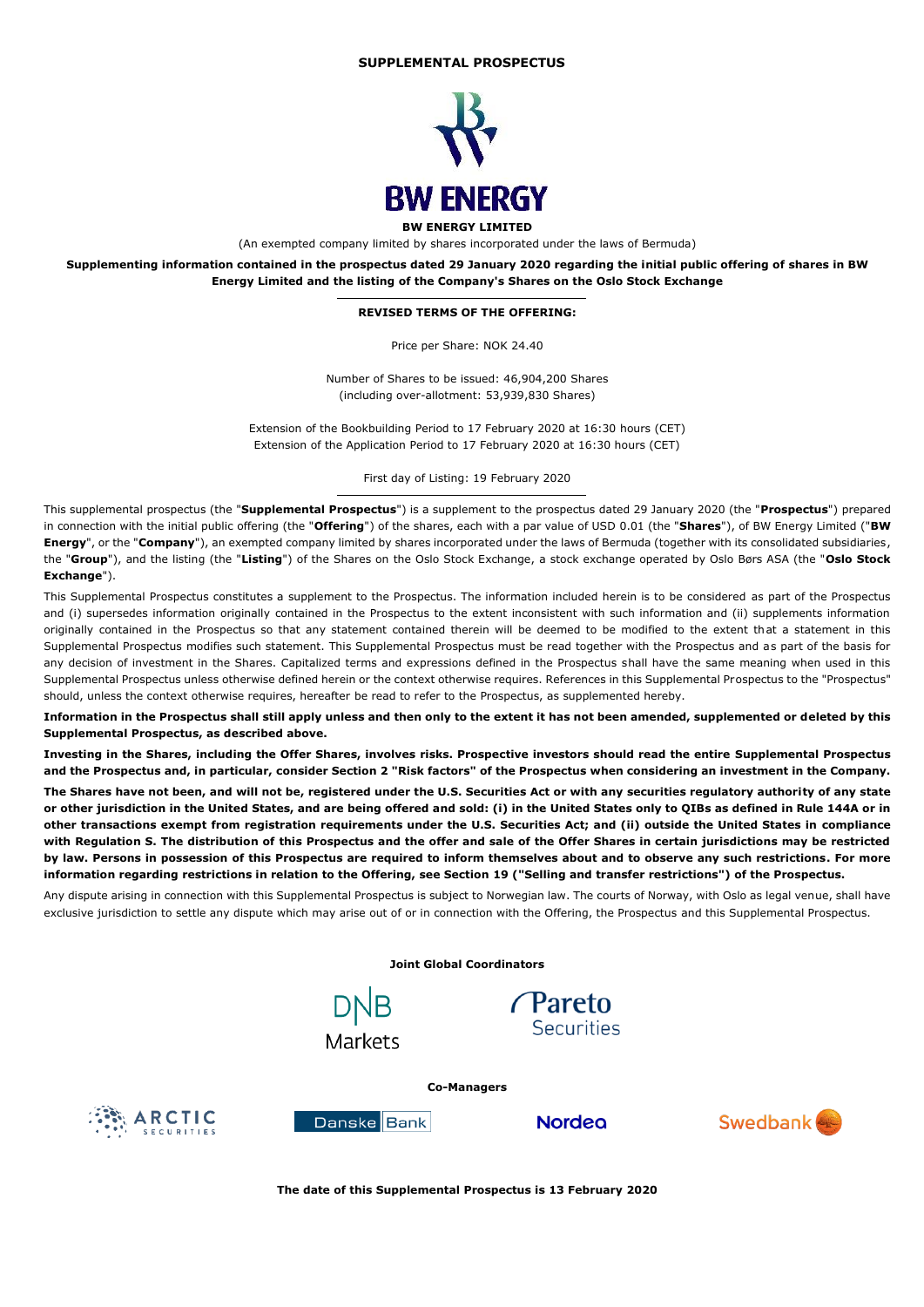**SUPPLEMENTAL PROSPECTUS**

**BW ENERGY**

**BW ENERGY LIMITED**

(An exempted company limited by shares incorporated under the laws of Bermuda)

**Supplementing information contained in the prospectus dated 29 January 2020 regarding the initial public offering of shares in BW Energy Limited and the listing of the Company's Shares on the Oslo Stock Exchange**

---

**REVISED TERMS OF THE OFFERING:**

Price per Share: NOK 24.40

Number of Shares to be issued: 46,904,200 Shares
(including over-allotment: 53,939,830 Shares)

Extension of the Bookbuilding Period to 17 February 2020 at 16:30 hours (CET)
Extension of the Application Period to 17 February 2020 at 16:30 hours (CET)

First day of Listing: 19 February 2020

---

This supplemental prospectus (the "**Supplemental Prospectus**") is a supplement to the prospectus dated 29 January 2020 (the "**Prospectus**") prepared in connection with the initial public offering (the "**Offering**") of the shares, each with a par value of USD 0.01 (the "**Shares**"), of BW Energy Limited ("**BW Energy**", or the "**Company**"), an exempted company limited by shares incorporated under the laws of Bermuda (together with its consolidated subsidiaries, the "**Group**"), and the listing (the "**Listing**") of the Shares on the Oslo Stock Exchange, a stock exchange operated by Oslo Børs ASA (the "**Oslo Stock Exchange**").

This Supplemental Prospectus constitutes a supplement to the Prospectus. The information included herein is to be considered as part of the Prospectus and (i) supersedes information originally contained in the Prospectus to the extent inconsistent with such information and (ii) supplements information originally contained in the Prospectus so that any statement contained therein will be deemed to be modified to the extent that a statement in this Supplemental Prospectus modifies such statement. This Supplemental Prospectus must be read together with the Prospectus and as part of the basis for any decision of investment in the Shares. Capitalized terms and expressions defined in the Prospectus shall have the same meaning when used in this Supplemental Prospectus unless otherwise defined herein or the context otherwise requires. References in this Supplemental Prospectus to the "Prospectus" should, unless the context otherwise requires, hereafter be read to refer to the Prospectus, as supplemented hereby.

**Information in the Prospectus shall still apply unless and then only to the extent it has not been amended, supplemented or deleted by this Supplemental Prospectus, as described above.**

**Investing in the Shares, including the Offer Shares, involves risks. Prospective investors should read the entire Supplemental Prospectus and the Prospectus and, in particular, consider Section 2 "Risk factors" of the Prospectus when considering an investment in the Company.**

**The Shares have not been, and will not be, registered under the U.S. Securities Act or with any securities regulatory authority of any state or other jurisdiction in the United States, and are being offered and sold: (i) in the United States only to QIBs as defined in Rule 144A or in other transactions exempt from registration requirements under the U.S. Securities Act; and (ii) outside the United States in compliance with Regulation S. The distribution of this Prospectus and the offer and sale of the Offer Shares in certain jurisdictions may be restricted by law. Persons in possession of this Prospectus are required to inform themselves about and to observe any such restrictions. For more information regarding restrictions in relation to the Offering, see Section 19 ("Selling and transfer restrictions") of the Prospectus.**

Any dispute arising in connection with this Supplemental Prospectus is subject to Norwegian law. The courts of Norway, with Oslo as legal venue, shall have exclusive jurisdiction to settle any dispute which may arise out of or in connection with the Offering, the Prospectus and this Supplemental Prospectus.

**Joint Global Coordinators**

DNB Markets    Pareto Securities

**Co-Managers**

Arctic Securities    Danske Bank    Nordea    Swedbank

**The date of this Supplemental Prospectus is 13 February 2020**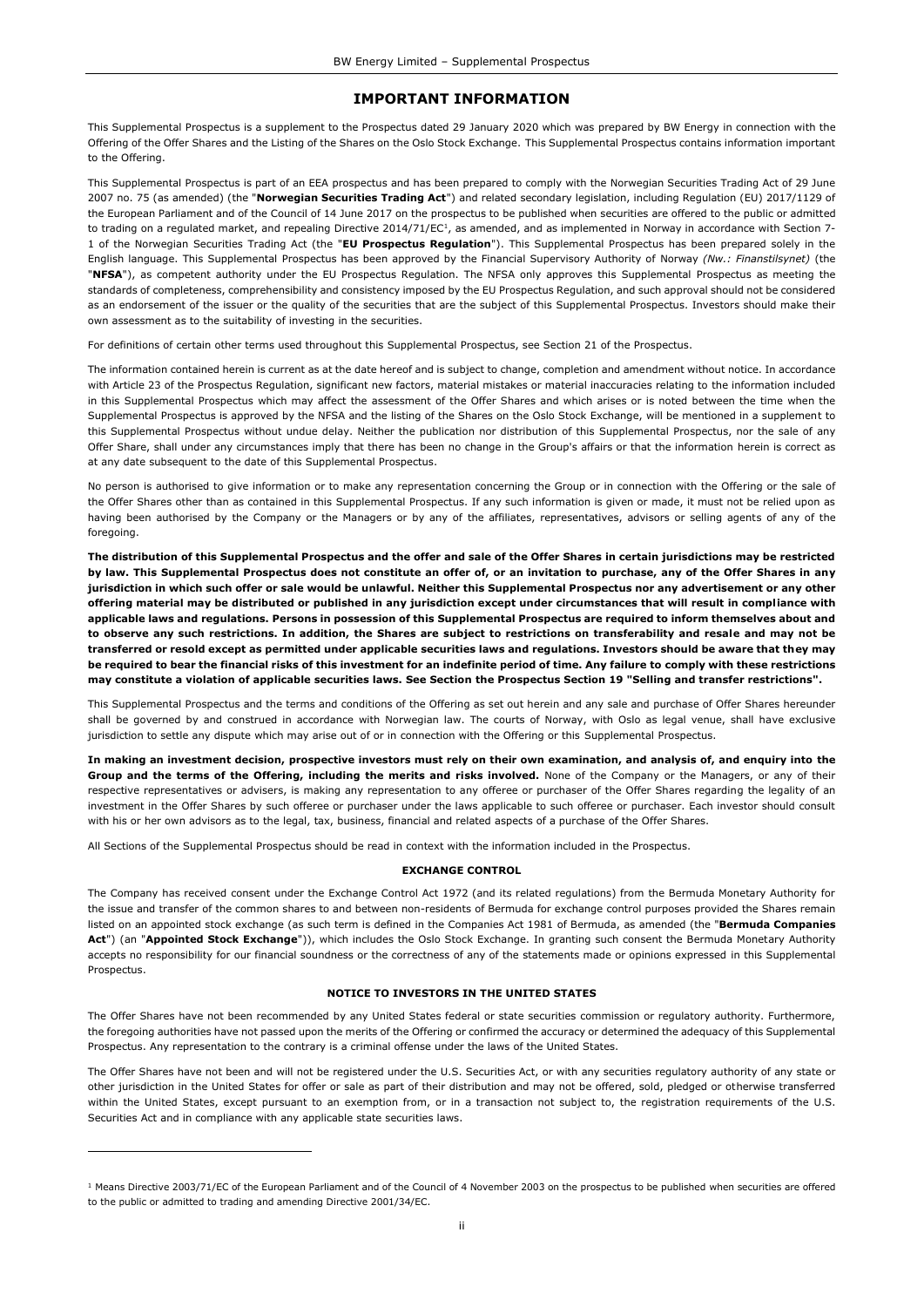# IMPORTANT INFORMATION

This Supplemental Prospectus is a supplement to the Prospectus dated 29 January 2020 which was prepared by BW Energy in connection with the Offering of the Offer Shares and the Listing of the Shares on the Oslo Stock Exchange. This Supplemental Prospectus contains information important to the Offering.

This Supplemental Prospectus is part of an EEA prospectus and has been prepared to comply with the Norwegian Securities Trading Act of 29 June 2007 no. 75 (as amended) (the "**Norwegian Securities Trading Act**") and related secondary legislation, including Regulation (EU) 2017/1129 of the European Parliament and of the Council of 14 June 2017 on the prospectus to be published when securities are offered to the public or admitted to trading on a regulated market, and repealing Directive 2014/71/EC[1], as amended, and as implemented in Norway in accordance with Section 7-1 of the Norwegian Securities Trading Act (the "**EU Prospectus Regulation**"). This Supplemental Prospectus has been prepared solely in the English language. This Supplemental Prospectus has been approved by the Financial Supervisory Authority of Norway *(Nw.: Finanstilsynet)* (the "**NFSA**"), as competent authority under the EU Prospectus Regulation. The NFSA only approves this Supplemental Prospectus as meeting the standards of completeness, comprehensibility and consistency imposed by the EU Prospectus Regulation, and such approval should not be considered as an endorsement of the issuer or the quality of the securities that are the subject of this Supplemental Prospectus. Investors should make their own assessment as to the suitability of investing in the securities.

For definitions of certain other terms used throughout this Supplemental Prospectus, see Section 21 of the Prospectus.

The information contained herein is current as at the date hereof and is subject to change, completion and amendment without notice. In accordance with Article 23 of the Prospectus Regulation, significant new factors, material mistakes or material inaccuracies relating to the information included in this Supplemental Prospectus which may affect the assessment of the Offer Shares and which arises or is noted between the time when the Supplemental Prospectus is approved by the NFSA and the listing of the Shares on the Oslo Stock Exchange, will be mentioned in a supplement to this Supplemental Prospectus without undue delay. Neither the publication nor distribution of this Supplemental Prospectus, nor the sale of any Offer Share, shall under any circumstances imply that there has been no change in the Group's affairs or that the information herein is correct as at any date subsequent to the date of this Supplemental Prospectus.

No person is authorised to give information or to make any representation concerning the Group or in connection with the Offering or the sale of the Offer Shares other than as contained in this Supplemental Prospectus. If any such information is given or made, it must not be relied upon as having been authorised by the Company or the Managers or by any of the affiliates, representatives, advisors or selling agents of any of the foregoing.

**The distribution of this Supplemental Prospectus and the offer and sale of the Offer Shares in certain jurisdictions may be restricted by law. This Supplemental Prospectus does not constitute an offer of, or an invitation to purchase, any of the Offer Shares in any jurisdiction in which such offer or sale would be unlawful. Neither this Supplemental Prospectus nor any advertisement or any other offering material may be distributed or published in any jurisdiction except under circumstances that will result in compliance with applicable laws and regulations. Persons in possession of this Supplemental Prospectus are required to inform themselves about and to observe any such restrictions. In addition, the Shares are subject to restrictions on transferability and resale and may not be transferred or resold except as permitted under applicable securities laws and regulations. Investors should be aware that they may be required to bear the financial risks of this investment for an indefinite period of time. Any failure to comply with these restrictions may constitute a violation of applicable securities laws. See Section the Prospectus Section 19 "Selling and transfer restrictions".**

This Supplemental Prospectus and the terms and conditions of the Offering as set out herein and any sale and purchase of Offer Shares hereunder shall be governed by and construed in accordance with Norwegian law. The courts of Norway, with Oslo as legal venue, shall have exclusive jurisdiction to settle any dispute which may arise out of or in connection with the Offering or this Supplemental Prospectus.

**In making an investment decision, prospective investors must rely on their own examination, and analysis of, and enquiry into the Group and the terms of the Offering, including the merits and risks involved.** None of the Company or the Managers, or any of their respective representatives or advisers, is making any representation to any offeree or purchaser of the Offer Shares regarding the legality of an investment in the Offer Shares by such offeree or purchaser under the laws applicable to such offeree or purchaser. Each investor should consult with his or her own advisors as to the legal, tax, business, financial and related aspects of a purchase of the Offer Shares.

All Sections of the Supplemental Prospectus should be read in context with the information included in the Prospectus.

### EXCHANGE CONTROL

The Company has received consent under the Exchange Control Act 1972 (and its related regulations) from the Bermuda Monetary Authority for the issue and transfer of the common shares to and between non-residents of Bermuda for exchange control purposes provided the Shares remain listed on an appointed stock exchange (as such term is defined in the Companies Act 1981 of Bermuda, as amended (the "**Bermuda Companies Act**") (an "**Appointed Stock Exchange**")), which includes the Oslo Stock Exchange. In granting such consent the Bermuda Monetary Authority accepts no responsibility for our financial soundness or the correctness of any of the statements made or opinions expressed in this Supplemental Prospectus.

### NOTICE TO INVESTORS IN THE UNITED STATES

The Offer Shares have not been recommended by any United States federal or state securities commission or regulatory authority. Furthermore, the foregoing authorities have not passed upon the merits of the Offering or confirmed the accuracy or determined the adequacy of this Supplemental Prospectus. Any representation to the contrary is a criminal offense under the laws of the United States.

The Offer Shares have not been and will not be registered under the U.S. Securities Act, or with any securities regulatory authority of any state or other jurisdiction in the United States for offer or sale as part of their distribution and may not be offered, sold, pledged or otherwise transferred within the United States, except pursuant to an exemption from, or in a transaction not subject to, the registration requirements of the U.S. Securities Act and in compliance with any applicable state securities laws.

[1] Means Directive 2003/71/EC of the European Parliament and of the Council of 4 November 2003 on the prospectus to be published when securities are offered to the public or admitted to trading and amending Directive 2001/34/EC.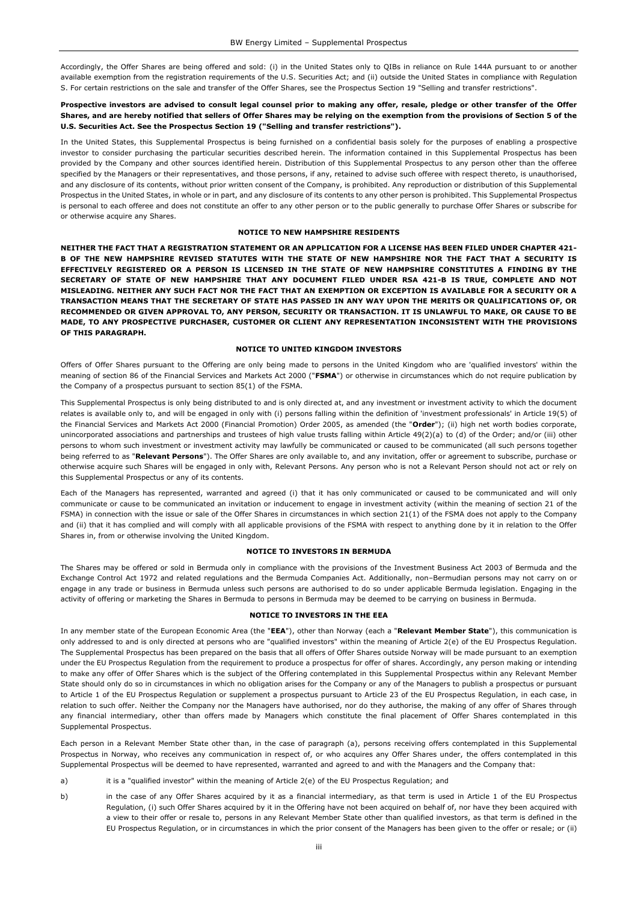Accordingly, the Offer Shares are being offered and sold: (i) in the United States only to QIBs in reliance on Rule 144A pursuant to or another available exemption from the registration requirements of the U.S. Securities Act; and (ii) outside the United States in compliance with Regulation S. For certain restrictions on the sale and transfer of the Offer Shares, see the Prospectus Section 19 "Selling and transfer restrictions".

**Prospective investors are advised to consult legal counsel prior to making any offer, resale, pledge or other transfer of the Offer Shares, and are hereby notified that sellers of Offer Shares may be relying on the exemption from the provisions of Section 5 of the U.S. Securities Act. See the Prospectus Section 19 ("Selling and transfer restrictions").**

In the United States, this Supplemental Prospectus is being furnished on a confidential basis solely for the purposes of enabling a prospective investor to consider purchasing the particular securities described herein. The information contained in this Supplemental Prospectus has been provided by the Company and other sources identified herein. Distribution of this Supplemental Prospectus to any person other than the offeree specified by the Managers or their representatives, and those persons, if any, retained to advise such offeree with respect thereto, is unauthorised, and any disclosure of its contents, without prior written consent of the Company, is prohibited. Any reproduction or distribution of this Supplemental Prospectus in the United States, in whole or in part, and any disclosure of its contents to any other person is prohibited. This Supplemental Prospectus is personal to each offeree and does not constitute an offer to any other person or to the public generally to purchase Offer Shares or subscribe for or otherwise acquire any Shares.

#### NOTICE TO NEW HAMPSHIRE RESIDENTS

**NEITHER THE FACT THAT A REGISTRATION STATEMENT OR AN APPLICATION FOR A LICENSE HAS BEEN FILED UNDER CHAPTER 421-B OF THE NEW HAMPSHIRE REVISED STATUTES WITH THE STATE OF NEW HAMPSHIRE NOR THE FACT THAT A SECURITY IS EFFECTIVELY REGISTERED OR A PERSON IS LICENSED IN THE STATE OF NEW HAMPSHIRE CONSTITUTES A FINDING BY THE SECRETARY OF STATE OF NEW HAMPSHIRE THAT ANY DOCUMENT FILED UNDER RSA 421-B IS TRUE, COMPLETE AND NOT MISLEADING. NEITHER ANY SUCH FACT NOR THE FACT THAT AN EXEMPTION OR EXCEPTION IS AVAILABLE FOR A SECURITY OR A TRANSACTION MEANS THAT THE SECRETARY OF STATE HAS PASSED IN ANY WAY UPON THE MERITS OR QUALIFICATIONS OF, OR RECOMMENDED OR GIVEN APPROVAL TO, ANY PERSON, SECURITY OR TRANSACTION. IT IS UNLAWFUL TO MAKE, OR CAUSE TO BE MADE, TO ANY PROSPECTIVE PURCHASER, CUSTOMER OR CLIENT ANY REPRESENTATION INCONSISTENT WITH THE PROVISIONS OF THIS PARAGRAPH.**

#### NOTICE TO UNITED KINGDOM INVESTORS

Offers of Offer Shares pursuant to the Offering are only being made to persons in the United Kingdom who are 'qualified investors' within the meaning of section 86 of the Financial Services and Markets Act 2000 ("**FSMA**") or otherwise in circumstances which do not require publication by the Company of a prospectus pursuant to section 85(1) of the FSMA.

This Supplemental Prospectus is only being distributed to and is only directed at, and any investment or investment activity to which the document relates is available only to, and will be engaged in only with (i) persons falling within the definition of 'investment professionals' in Article 19(5) of the Financial Services and Markets Act 2000 (Financial Promotion) Order 2005, as amended (the "**Order**"); (ii) high net worth bodies corporate, unincorporated associations and partnerships and trustees of high value trusts falling within Article 49(2)(a) to (d) of the Order; and/or (iii) other persons to whom such investment or investment activity may lawfully be communicated or caused to be communicated (all such persons together being referred to as "**Relevant Persons**"). The Offer Shares are only available to, and any invitation, offer or agreement to subscribe, purchase or otherwise acquire such Shares will be engaged in only with, Relevant Persons. Any person who is not a Relevant Person should not act or rely on this Supplemental Prospectus or any of its contents.

Each of the Managers has represented, warranted and agreed (i) that it has only communicated or caused to be communicated and will only communicate or cause to be communicated an invitation or inducement to engage in investment activity (within the meaning of section 21 of the FSMA) in connection with the issue or sale of the Offer Shares in circumstances in which section 21(1) of the FSMA does not apply to the Company and (ii) that it has complied and will comply with all applicable provisions of the FSMA with respect to anything done by it in relation to the Offer Shares in, from or otherwise involving the United Kingdom.

#### NOTICE TO INVESTORS IN BERMUDA

The Shares may be offered or sold in Bermuda only in compliance with the provisions of the Investment Business Act 2003 of Bermuda and the Exchange Control Act 1972 and related regulations and the Bermuda Companies Act. Additionally, non–Bermudian persons may not carry on or engage in any trade or business in Bermuda unless such persons are authorised to do so under applicable Bermuda legislation. Engaging in the activity of offering or marketing the Shares in Bermuda to persons in Bermuda may be deemed to be carrying on business in Bermuda.

#### NOTICE TO INVESTORS IN THE EEA

In any member state of the European Economic Area (the "**EEA**"), other than Norway (each a "**Relevant Member State**"), this communication is only addressed to and is only directed at persons who are "qualified investors" within the meaning of Article 2(e) of the EU Prospectus Regulation. The Supplemental Prospectus has been prepared on the basis that all offers of Offer Shares outside Norway will be made pursuant to an exemption under the EU Prospectus Regulation from the requirement to produce a prospectus for offer of shares. Accordingly, any person making or intending to make any offer of Offer Shares which is the subject of the Offering contemplated in this Supplemental Prospectus within any Relevant Member State should only do so in circumstances in which no obligation arises for the Company or any of the Managers to publish a prospectus or pursuant to Article 1 of the EU Prospectus Regulation or supplement a prospectus pursuant to Article 23 of the EU Prospectus Regulation, in each case, in relation to such offer. Neither the Company nor the Managers have authorised, nor do they authorise, the making of any offer of Shares through any financial intermediary, other than offers made by Managers which constitute the final placement of Offer Shares contemplated in this Supplemental Prospectus.

Each person in a Relevant Member State other than, in the case of paragraph (a), persons receiving offers contemplated in this Supplemental Prospectus in Norway, who receives any communication in respect of, or who acquires any Offer Shares under, the offers contemplated in this Supplemental Prospectus will be deemed to have represented, warranted and agreed to and with the Managers and the Company that:

a) it is a "qualified investor" within the meaning of Article 2(e) of the EU Prospectus Regulation; and

b) in the case of any Offer Shares acquired by it as a financial intermediary, as that term is used in Article 1 of the EU Prospectus Regulation, (i) such Offer Shares acquired by it in the Offering have not been acquired on behalf of, nor have they been acquired with a view to their offer or resale to, persons in any Relevant Member State other than qualified investors, as that term is defined in the EU Prospectus Regulation, or in circumstances in which the prior consent of the Managers has been given to the offer or resale; or (ii)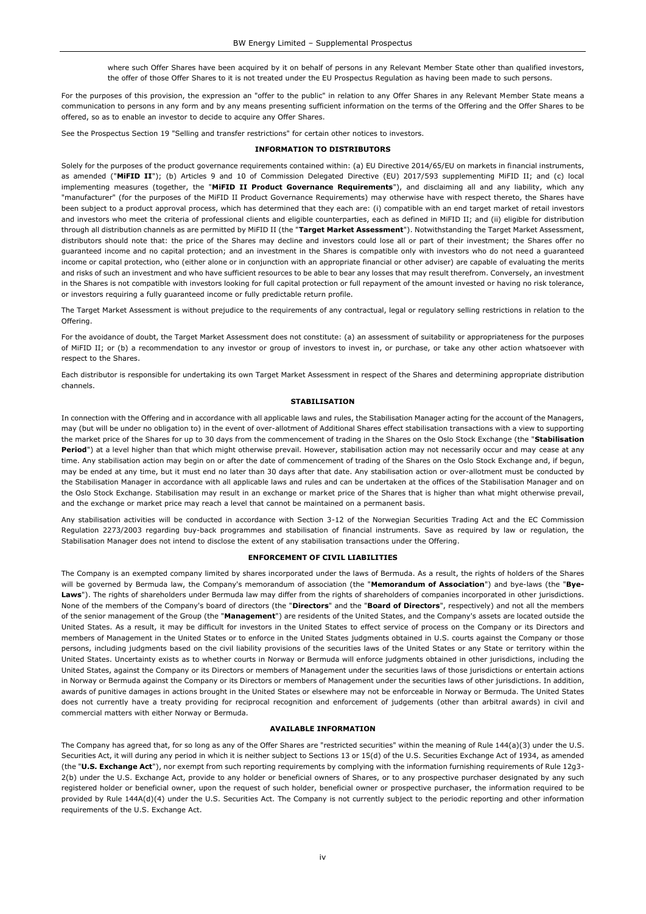where such Offer Shares have been acquired by it on behalf of persons in any Relevant Member State other than qualified investors, the offer of those Offer Shares to it is not treated under the EU Prospectus Regulation as having been made to such persons.

For the purposes of this provision, the expression an "offer to the public" in relation to any Offer Shares in any Relevant Member State means a communication to persons in any form and by any means presenting sufficient information on the terms of the Offering and the Offer Shares to be offered, so as to enable an investor to decide to acquire any Offer Shares.

See the Prospectus Section 19 "Selling and transfer restrictions" for certain other notices to investors.

## INFORMATION TO DISTRIBUTORS

Solely for the purposes of the product governance requirements contained within: (a) EU Directive 2014/65/EU on markets in financial instruments, as amended ("**MiFID II**"); (b) Articles 9 and 10 of Commission Delegated Directive (EU) 2017/593 supplementing MiFID II; and (c) local implementing measures (together, the "**MiFID II Product Governance Requirements**"), and disclaiming all and any liability, which any "manufacturer" (for the purposes of the MiFID II Product Governance Requirements) may otherwise have with respect thereto, the Shares have been subject to a product approval process, which has determined that they each are: (i) compatible with an end target market of retail investors and investors who meet the criteria of professional clients and eligible counterparties, each as defined in MiFID II; and (ii) eligible for distribution through all distribution channels as are permitted by MiFID II (the "**Target Market Assessment**"). Notwithstanding the Target Market Assessment, distributors should note that: the price of the Shares may decline and investors could lose all or part of their investment; the Shares offer no guaranteed income and no capital protection; and an investment in the Shares is compatible only with investors who do not need a guaranteed income or capital protection, who (either alone or in conjunction with an appropriate financial or other adviser) are capable of evaluating the merits and risks of such an investment and who have sufficient resources to be able to bear any losses that may result therefrom. Conversely, an investment in the Shares is not compatible with investors looking for full capital protection or full repayment of the amount invested or having no risk tolerance, or investors requiring a fully guaranteed income or fully predictable return profile.

The Target Market Assessment is without prejudice to the requirements of any contractual, legal or regulatory selling restrictions in relation to the Offering.

For the avoidance of doubt, the Target Market Assessment does not constitute: (a) an assessment of suitability or appropriateness for the purposes of MiFID II; or (b) a recommendation to any investor or group of investors to invest in, or purchase, or take any other action whatsoever with respect to the Shares.

Each distributor is responsible for undertaking its own Target Market Assessment in respect of the Shares and determining appropriate distribution channels.

## STABILISATION

In connection with the Offering and in accordance with all applicable laws and rules, the Stabilisation Manager acting for the account of the Managers, may (but will be under no obligation to) in the event of over-allotment of Additional Shares effect stabilisation transactions with a view to supporting the market price of the Shares for up to 30 days from the commencement of trading in the Shares on the Oslo Stock Exchange (the "**Stabilisation Period**") at a level higher than that which might otherwise prevail. However, stabilisation action may not necessarily occur and may cease at any time. Any stabilisation action may begin on or after the date of commencement of trading of the Shares on the Oslo Stock Exchange and, if begun, may be ended at any time, but it must end no later than 30 days after that date. Any stabilisation action or over-allotment must be conducted by the Stabilisation Manager in accordance with all applicable laws and rules and can be undertaken at the offices of the Stabilisation Manager and on the Oslo Stock Exchange. Stabilisation may result in an exchange or market price of the Shares that is higher than what might otherwise prevail, and the exchange or market price may reach a level that cannot be maintained on a permanent basis.

Any stabilisation activities will be conducted in accordance with Section 3-12 of the Norwegian Securities Trading Act and the EC Commission Regulation 2273/2003 regarding buy-back programmes and stabilisation of financial instruments. Save as required by law or regulation, the Stabilisation Manager does not intend to disclose the extent of any stabilisation transactions under the Offering.

## ENFORCEMENT OF CIVIL LIABILITIES

The Company is an exempted company limited by shares incorporated under the laws of Bermuda. As a result, the rights of holders of the Shares will be governed by Bermuda law, the Company's memorandum of association (the "**Memorandum of Association**") and bye-laws (the "**Bye-Laws**"). The rights of shareholders under Bermuda law may differ from the rights of shareholders of companies incorporated in other jurisdictions. None of the members of the Company's board of directors (the "**Directors**" and the "**Board of Directors**", respectively) and not all the members of the senior management of the Group (the "**Management**") are residents of the United States, and the Company's assets are located outside the United States. As a result, it may be difficult for investors in the United States to effect service of process on the Company or its Directors and members of Management in the United States or to enforce in the United States judgments obtained in U.S. courts against the Company or those persons, including judgments based on the civil liability provisions of the securities laws of the United States or any State or territory within the United States. Uncertainty exists as to whether courts in Norway or Bermuda will enforce judgments obtained in other jurisdictions, including the United States, against the Company or its Directors or members of Management under the securities laws of those jurisdictions or entertain actions in Norway or Bermuda against the Company or its Directors or members of Management under the securities laws of other jurisdictions. In addition, awards of punitive damages in actions brought in the United States or elsewhere may not be enforceable in Norway or Bermuda. The United States does not currently have a treaty providing for reciprocal recognition and enforcement of judgements (other than arbitral awards) in civil and commercial matters with either Norway or Bermuda.

## AVAILABLE INFORMATION

The Company has agreed that, for so long as any of the Offer Shares are "restricted securities" within the meaning of Rule 144(a)(3) under the U.S. Securities Act, it will during any period in which it is neither subject to Sections 13 or 15(d) of the U.S. Securities Exchange Act of 1934, as amended (the "**U.S. Exchange Act**"), nor exempt from such reporting requirements by complying with the information furnishing requirements of Rule 12g3-2(b) under the U.S. Exchange Act, provide to any holder or beneficial owners of Shares, or to any prospective purchaser designated by any such registered holder or beneficial owner, upon the request of such holder, beneficial owner or prospective purchaser, the information required to be provided by Rule 144A(d)(4) under the U.S. Securities Act. The Company is not currently subject to the periodic reporting and other information requirements of the U.S. Exchange Act.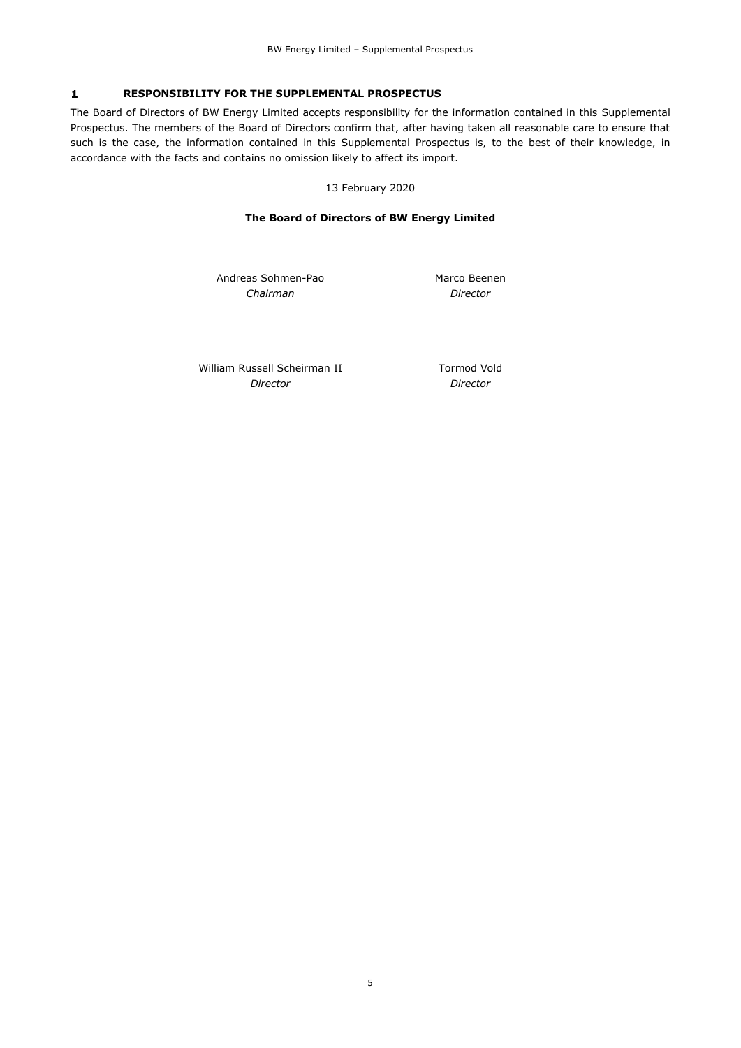# 1 RESPONSIBILITY FOR THE SUPPLEMENTAL PROSPECTUS

The Board of Directors of BW Energy Limited accepts responsibility for the information contained in this Supplemental Prospectus. The members of the Board of Directors confirm that, after having taken all reasonable care to ensure that such is the case, the information contained in this Supplemental Prospectus is, to the best of their knowledge, in accordance with the facts and contains no omission likely to affect its import.

13 February 2020

**The Board of Directors of BW Energy Limited**

Andreas Sohmen-Pao
*Chairman*

Marco Beenen
*Director*

William Russell Scheirman II
*Director*

Tormod Vold
*Director*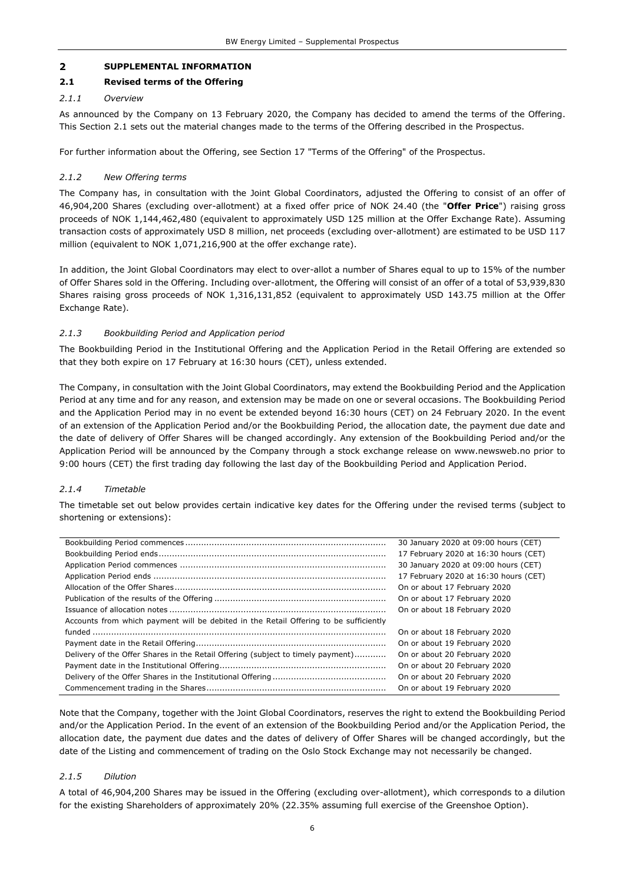## 2 SUPPLEMENTAL INFORMATION

### 2.1 Revised terms of the Offering

#### *2.1.1 Overview*

As announced by the Company on 13 February 2020, the Company has decided to amend the terms of the Offering. This Section 2.1 sets out the material changes made to the terms of the Offering described in the Prospectus.

For further information about the Offering, see Section 17 "Terms of the Offering" of the Prospectus.

#### *2.1.2 New Offering terms*

The Company has, in consultation with the Joint Global Coordinators, adjusted the Offering to consist of an offer of 46,904,200 Shares (excluding over-allotment) at a fixed offer price of NOK 24.40 (the "**Offer Price**") raising gross proceeds of NOK 1,144,462,480 (equivalent to approximately USD 125 million at the Offer Exchange Rate). Assuming transaction costs of approximately USD 8 million, net proceeds (excluding over-allotment) are estimated to be USD 117 million (equivalent to NOK 1,071,216,900 at the offer exchange rate).

In addition, the Joint Global Coordinators may elect to over-allot a number of Shares equal to up to 15% of the number of Offer Shares sold in the Offering. Including over-allotment, the Offering will consist of an offer of a total of 53,939,830 Shares raising gross proceeds of NOK 1,316,131,852 (equivalent to approximately USD 143.75 million at the Offer Exchange Rate).

#### *2.1.3 Bookbuilding Period and Application period*

The Bookbuilding Period in the Institutional Offering and the Application Period in the Retail Offering are extended so that they both expire on 17 February at 16:30 hours (CET), unless extended.

The Company, in consultation with the Joint Global Coordinators, may extend the Bookbuilding Period and the Application Period at any time and for any reason, and extension may be made on one or several occasions. The Bookbuilding Period and the Application Period may in no event be extended beyond 16:30 hours (CET) on 24 February 2020. In the event of an extension of the Application Period and/or the Bookbuilding Period, the allocation date, the payment due date and the date of delivery of Offer Shares will be changed accordingly. Any extension of the Bookbuilding Period and/or the Application Period will be announced by the Company through a stock exchange release on www.newsweb.no prior to 9:00 hours (CET) the first trading day following the last day of the Bookbuilding Period and Application Period.

#### *2.1.4 Timetable*

The timetable set out below provides certain indicative key dates for the Offering under the revised terms (subject to shortening or extensions):

| | |
|---|---|
| Bookbuilding Period commences | 30 January 2020 at 09:00 hours (CET) |
| Bookbuilding Period ends | 17 February 2020 at 16:30 hours (CET) |
| Application Period commences | 30 January 2020 at 09:00 hours (CET) |
| Application Period ends | 17 February 2020 at 16:30 hours (CET) |
| Allocation of the Offer Shares | On or about 17 February 2020 |
| Publication of the results of the Offering | On or about 17 February 2020 |
| Issuance of allocation notes | On or about 18 February 2020 |
| Accounts from which payment will be debited in the Retail Offering to be sufficiently funded | On or about 18 February 2020 |
| Payment date in the Retail Offering | On or about 19 February 2020 |
| Delivery of the Offer Shares in the Retail Offering (subject to timely payment) | On or about 20 February 2020 |
| Payment date in the Institutional Offering | On or about 20 February 2020 |
| Delivery of the Offer Shares in the Institutional Offering | On or about 20 February 2020 |
| Commencement trading in the Shares | On or about 19 February 2020 |

Note that the Company, together with the Joint Global Coordinators, reserves the right to extend the Bookbuilding Period and/or the Application Period. In the event of an extension of the Bookbuilding Period and/or the Application Period, the allocation date, the payment due dates and the dates of delivery of Offer Shares will be changed accordingly, but the date of the Listing and commencement of trading on the Oslo Stock Exchange may not necessarily be changed.

#### *2.1.5 Dilution*

A total of 46,904,200 Shares may be issued in the Offering (excluding over-allotment), which corresponds to a dilution for the existing Shareholders of approximately 20% (22.35% assuming full exercise of the Greenshoe Option).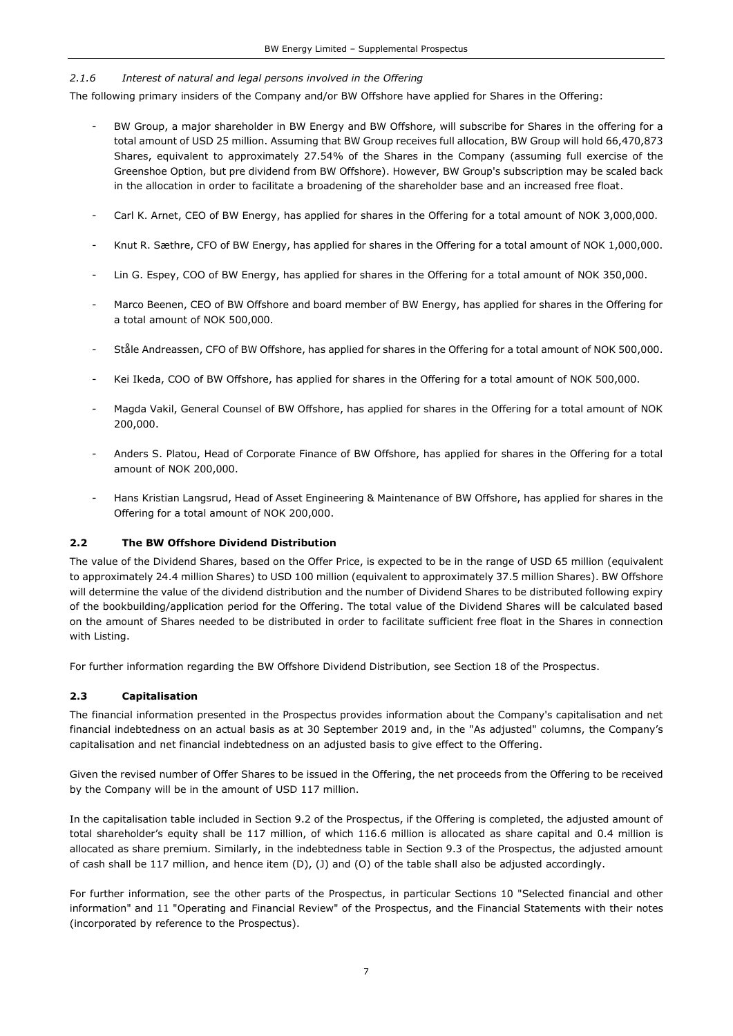### *2.1.6 Interest of natural and legal persons involved in the Offering*

The following primary insiders of the Company and/or BW Offshore have applied for Shares in the Offering:

- BW Group, a major shareholder in BW Energy and BW Offshore, will subscribe for Shares in the offering for a total amount of USD 25 million. Assuming that BW Group receives full allocation, BW Group will hold 66,470,873 Shares, equivalent to approximately 27.54% of the Shares in the Company (assuming full exercise of the Greenshoe Option, but pre dividend from BW Offshore). However, BW Group's subscription may be scaled back in the allocation in order to facilitate a broadening of the shareholder base and an increased free float.
- Carl K. Arnet, CEO of BW Energy, has applied for shares in the Offering for a total amount of NOK 3,000,000.
- Knut R. Sæthre, CFO of BW Energy, has applied for shares in the Offering for a total amount of NOK 1,000,000.
- Lin G. Espey, COO of BW Energy, has applied for shares in the Offering for a total amount of NOK 350,000.
- Marco Beenen, CEO of BW Offshore and board member of BW Energy, has applied for shares in the Offering for a total amount of NOK 500,000.
- Ståle Andreassen, CFO of BW Offshore, has applied for shares in the Offering for a total amount of NOK 500,000.
- Kei Ikeda, COO of BW Offshore, has applied for shares in the Offering for a total amount of NOK 500,000.
- Magda Vakil, General Counsel of BW Offshore, has applied for shares in the Offering for a total amount of NOK 200,000.
- Anders S. Platou, Head of Corporate Finance of BW Offshore, has applied for shares in the Offering for a total amount of NOK 200,000.
- Hans Kristian Langsrud, Head of Asset Engineering & Maintenance of BW Offshore, has applied for shares in the Offering for a total amount of NOK 200,000.

## 2.2 The BW Offshore Dividend Distribution

The value of the Dividend Shares, based on the Offer Price, is expected to be in the range of USD 65 million (equivalent to approximately 24.4 million Shares) to USD 100 million (equivalent to approximately 37.5 million Shares). BW Offshore will determine the value of the dividend distribution and the number of Dividend Shares to be distributed following expiry of the bookbuilding/application period for the Offering. The total value of the Dividend Shares will be calculated based on the amount of Shares needed to be distributed in order to facilitate sufficient free float in the Shares in connection with Listing.

For further information regarding the BW Offshore Dividend Distribution, see Section 18 of the Prospectus.

## 2.3 Capitalisation

The financial information presented in the Prospectus provides information about the Company's capitalisation and net financial indebtedness on an actual basis as at 30 September 2019 and, in the "As adjusted" columns, the Company's capitalisation and net financial indebtedness on an adjusted basis to give effect to the Offering.

Given the revised number of Offer Shares to be issued in the Offering, the net proceeds from the Offering to be received by the Company will be in the amount of USD 117 million.

In the capitalisation table included in Section 9.2 of the Prospectus, if the Offering is completed, the adjusted amount of total shareholder's equity shall be 117 million, of which 116.6 million is allocated as share capital and 0.4 million is allocated as share premium. Similarly, in the indebtedness table in Section 9.3 of the Prospectus, the adjusted amount of cash shall be 117 million, and hence item (D), (J) and (O) of the table shall also be adjusted accordingly.

For further information, see the other parts of the Prospectus, in particular Sections 10 "Selected financial and other information" and 11 "Operating and Financial Review" of the Prospectus, and the Financial Statements with their notes (incorporated by reference to the Prospectus).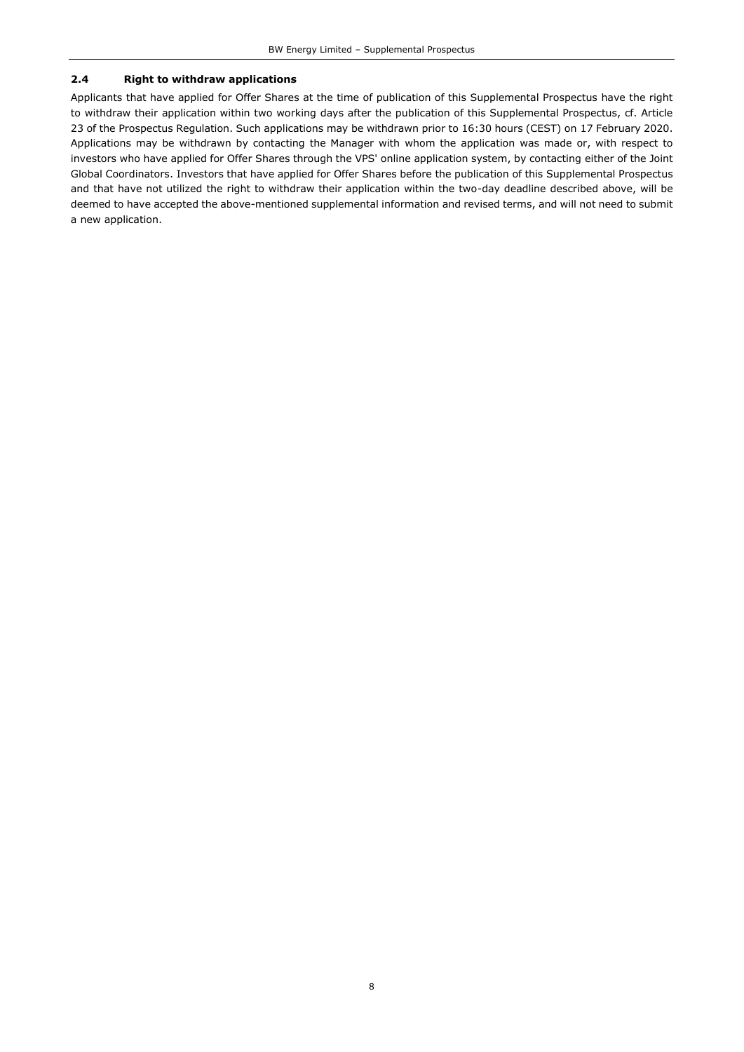### 2.4 Right to withdraw applications

Applicants that have applied for Offer Shares at the time of publication of this Supplemental Prospectus have the right to withdraw their application within two working days after the publication of this Supplemental Prospectus, cf. Article 23 of the Prospectus Regulation. Such applications may be withdrawn prior to 16:30 hours (CEST) on 17 February 2020. Applications may be withdrawn by contacting the Manager with whom the application was made or, with respect to investors who have applied for Offer Shares through the VPS' online application system, by contacting either of the Joint Global Coordinators. Investors that have applied for Offer Shares before the publication of this Supplemental Prospectus and that have not utilized the right to withdraw their application within the two-day deadline described above, will be deemed to have accepted the above-mentioned supplemental information and revised terms, and will not need to submit a new application.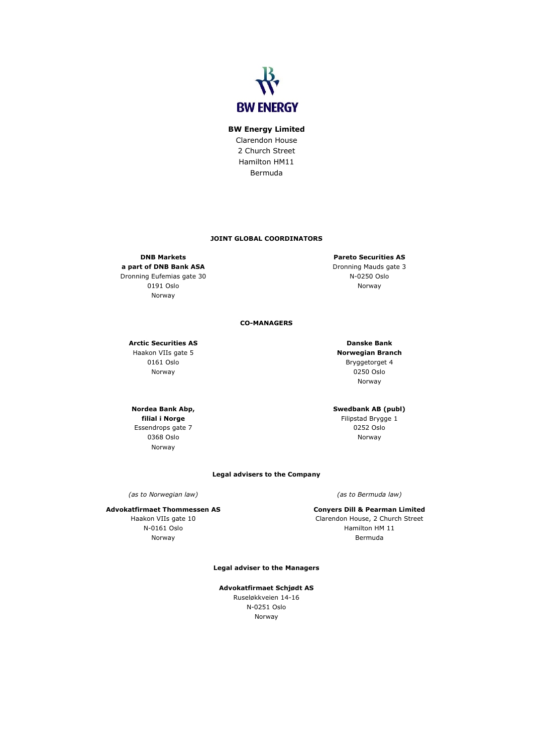**BW Energy Limited**
Clarendon House
2 Church Street
Hamilton HM11
Bermuda

**JOINT GLOBAL COORDINATORS**

**DNB Markets**
**a part of DNB Bank ASA**
Dronning Eufemias gate 30
0191 Oslo
Norway

**Pareto Securities AS**
Dronning Mauds gate 3
N-0250 Oslo
Norway

**CO-MANAGERS**

**Arctic Securities AS**
Haakon VIIs gate 5
0161 Oslo
Norway

**Danske Bank**
**Norwegian Branch**
Bryggetorget 4
0250 Oslo
Norway

**Nordea Bank Abp,**
**filial i Norge**
Essendrops gate 7
0368 Oslo
Norway

**Swedbank AB (publ)**
Filipstad Brygge 1
0252 Oslo
Norway

**Legal advisers to the Company**

*(as to Norwegian law)*

**Advokatfirmaet Thommessen AS**
Haakon VIIs gate 10
N-0161 Oslo
Norway

*(as to Bermuda law)*

**Conyers Dill & Pearman Limited**
Clarendon House, 2 Church Street
Hamilton HM 11
Bermuda

**Legal adviser to the Managers**

**Advokatfirmaet Schjødt AS**
Ruseløkkveien 14-16
N-0251 Oslo
Norway